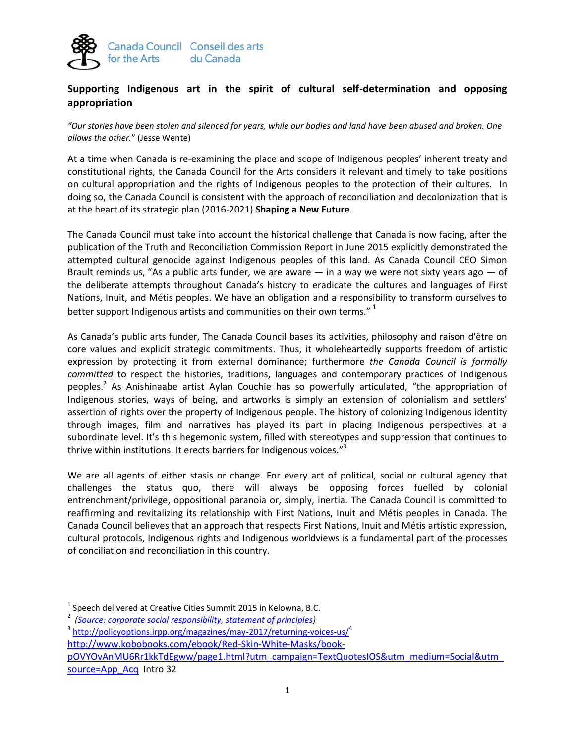Canada Council for the Arts Conseil des arts du Canada

# Supporting Indigenous art in the spirit of cultural self-determination and opposing appropriation

*"Our stories have been stolen and silenced for years, while our bodies and land have been abused and broken. One allows the other."* (Jesse Wente)

At a time when Canada is re-examining the place and scope of Indigenous peoples' inherent treaty and constitutional rights, the Canada Council for the Arts considers it relevant and timely to take positions on cultural appropriation and the rights of Indigenous peoples to the protection of their cultures. In doing so, the Canada Council is consistent with the approach of reconciliation and decolonization that is at the heart of its strategic plan (2016-2021) **Shaping a New Future**.

The Canada Council must take into account the historical challenge that Canada is now facing, after the publication of the Truth and Reconciliation Commission Report in June 2015 explicitly demonstrated the attempted cultural genocide against Indigenous peoples of this land. As Canada Council CEO Simon Brault reminds us, "As a public arts funder, we are aware — in a way we were not sixty years ago — of the deliberate attempts throughout Canada's history to eradicate the cultures and languages of First Nations, Inuit, and Métis peoples. We have an obligation and a responsibility to transform ourselves to better support Indigenous artists and communities on their own terms." [1]

As Canada's public arts funder, The Canada Council bases its activities, philosophy and raison d'être on core values and explicit strategic commitments. Thus, it wholeheartedly supports freedom of artistic expression by protecting it from external dominance; furthermore *the Canada Council is formally committed* to respect the histories, traditions, languages and contemporary practices of Indigenous peoples.[2] As Anishinaabe artist Aylan Couchie has so powerfully articulated, "the appropriation of Indigenous stories, ways of being, and artworks is simply an extension of colonialism and settlers' assertion of rights over the property of Indigenous people. The history of colonizing Indigenous identity through images, film and narratives has played its part in placing Indigenous perspectives at a subordinate level. It's this hegemonic system, filled with stereotypes and suppression that continues to thrive within institutions. It erects barriers for Indigenous voices."[3]

We are all agents of either stasis or change. For every act of political, social or cultural agency that challenges the status quo, there will always be opposing forces fuelled by colonial entrenchment/privilege, oppositional paranoia or, simply, inertia. The Canada Council is committed to reaffirming and revitalizing its relationship with First Nations, Inuit and Métis peoples in Canada. The Canada Council believes that an approach that respects First Nations, Inuit and Métis artistic expression, cultural protocols, Indigenous rights and Indigenous worldviews is a fundamental part of the processes of conciliation and reconciliation in this country.

---

[1] Speech delivered at Creative Cities Summit 2015 in Kelowna, B.C.

[2] *(Source: corporate social responsibility, statement of principles)*

[3] http://policyoptions.irpp.org/magazines/may-2017/returning-voices-us/[4] http://www.kobobooks.com/ebook/Red-Skin-White-Masks/book-pOVYOvAnMU6Rr1kkTdEgww/page1.html?utm_campaign=TextQuotesIOS&utm_medium=Social&utm_source=App_Acq Intro 32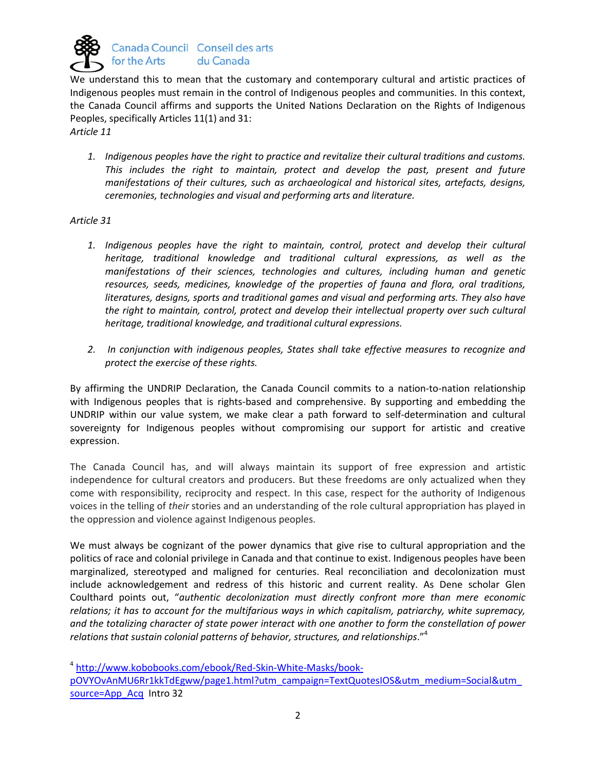We understand this to mean that the customary and contemporary cultural and artistic practices of Indigenous peoples must remain in the control of Indigenous peoples and communities. In this context, the Canada Council affirms and supports the United Nations Declaration on the Rights of Indigenous Peoples, specifically Articles 11(1) and 31:

*Article 11*

1. *Indigenous peoples have the right to practice and revitalize their cultural traditions and customs. This includes the right to maintain, protect and develop the past, present and future manifestations of their cultures, such as archaeological and historical sites, artefacts, designs, ceremonies, technologies and visual and performing arts and literature.*

*Article 31*

1. *Indigenous peoples have the right to maintain, control, protect and develop their cultural heritage, traditional knowledge and traditional cultural expressions, as well as the manifestations of their sciences, technologies and cultures, including human and genetic resources, seeds, medicines, knowledge of the properties of fauna and flora, oral traditions, literatures, designs, sports and traditional games and visual and performing arts. They also have the right to maintain, control, protect and develop their intellectual property over such cultural heritage, traditional knowledge, and traditional cultural expressions.*

2. *In conjunction with indigenous peoples, States shall take effective measures to recognize and protect the exercise of these rights.*

By affirming the UNDRIP Declaration, the Canada Council commits to a nation-to-nation relationship with Indigenous peoples that is rights-based and comprehensive. By supporting and embedding the UNDRIP within our value system, we make clear a path forward to self-determination and cultural sovereignty for Indigenous peoples without compromising our support for artistic and creative expression.

The Canada Council has, and will always maintain its support of free expression and artistic independence for cultural creators and producers. But these freedoms are only actualized when they come with responsibility, reciprocity and respect. In this case, respect for the authority of Indigenous voices in the telling of *their* stories and an understanding of the role cultural appropriation has played in the oppression and violence against Indigenous peoples.

We must always be cognizant of the power dynamics that give rise to cultural appropriation and the politics of race and colonial privilege in Canada and that continue to exist. Indigenous peoples have been marginalized, stereotyped and maligned for centuries. Real reconciliation and decolonization must include acknowledgement and redress of this historic and current reality. As Dene scholar Glen Coulthard points out, "*authentic decolonization must directly confront more than mere economic relations; it has to account for the multifarious ways in which capitalism, patriarchy, white supremacy, and the totalizing character of state power interact with one another to form the constellation of power relations that sustain colonial patterns of behavior, structures, and relationships*."[4]

[4] http://www.kobobooks.com/ebook/Red-Skin-White-Masks/book-pOVYOvAnMU6Rr1kkTdEgww/page1.html?utm_campaign=TextQuotesIOS&utm_medium=Social&utm_source=App_Acq Intro 32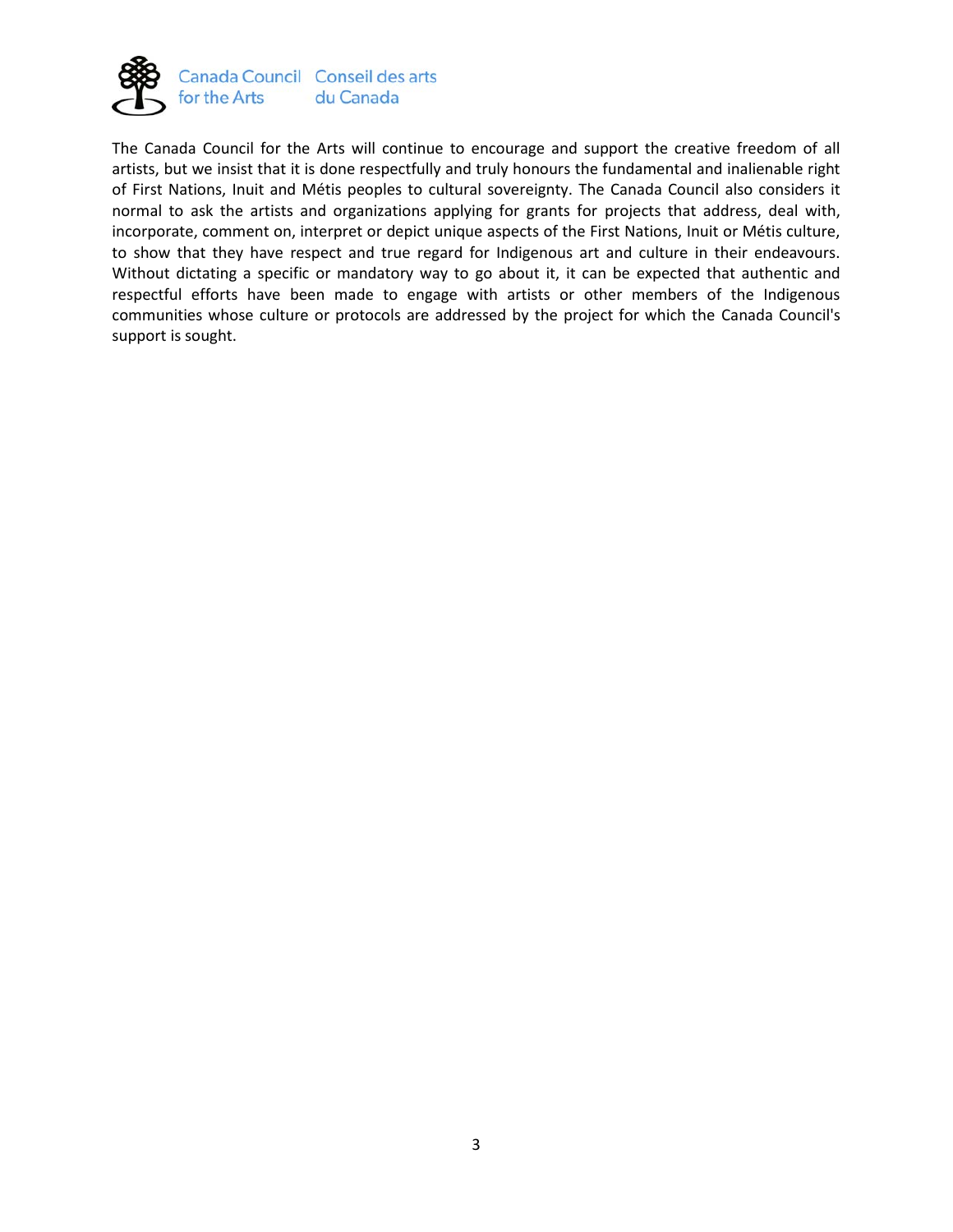The Canada Council for the Arts will continue to encourage and support the creative freedom of all artists, but we insist that it is done respectfully and truly honours the fundamental and inalienable right of First Nations, Inuit and Métis peoples to cultural sovereignty. The Canada Council also considers it normal to ask the artists and organizations applying for grants for projects that address, deal with, incorporate, comment on, interpret or depict unique aspects of the First Nations, Inuit or Métis culture, to show that they have respect and true regard for Indigenous art and culture in their endeavours. Without dictating a specific or mandatory way to go about it, it can be expected that authentic and respectful efforts have been made to engage with artists or other members of the Indigenous communities whose culture or protocols are addressed by the project for which the Canada Council's support is sought.